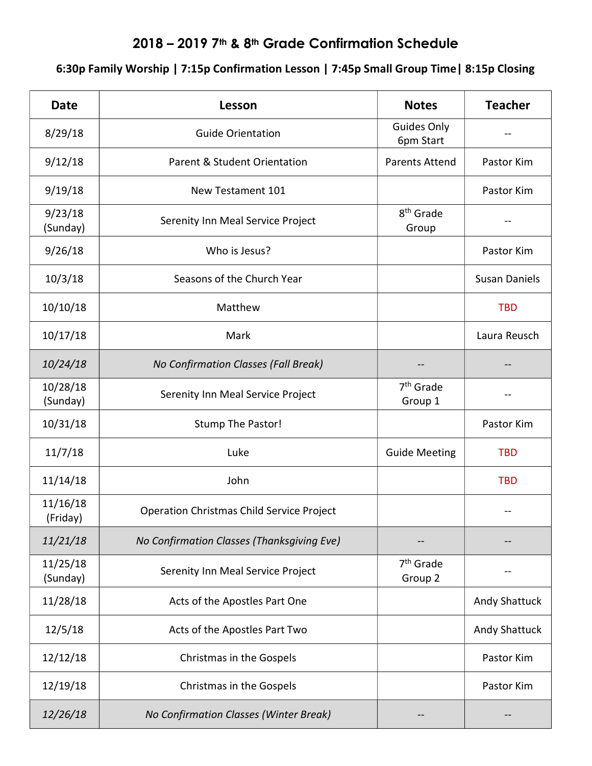# 2018 – 2019 7th & 8th Grade Confirmation Schedule

**6:30p Family Worship | 7:15p Confirmation Lesson | 7:45p Small Group Time| 8:15p Closing**

| Date | Lesson | Notes | Teacher |
|---|---|---|---|
| 8/29/18 | Guide Orientation | Guides Only 6pm Start | -- |
| 9/12/18 | Parent & Student Orientation | Parents Attend | Pastor Kim |
| 9/19/18 | New Testament 101 | | Pastor Kim |
| 9/23/18 (Sunday) | Serenity Inn Meal Service Project | 8th Grade Group | -- |
| 9/26/18 | Who is Jesus? | | Pastor Kim |
| 10/3/18 | Seasons of the Church Year | | Susan Daniels |
| 10/10/18 | Matthew | | TBD |
| 10/17/18 | Mark | | Laura Reusch |
| *10/24/18* | *No Confirmation Classes (Fall Break)* | -- | -- |
| 10/28/18 (Sunday) | Serenity Inn Meal Service Project | 7th Grade Group 1 | -- |
| 10/31/18 | Stump The Pastor! | | Pastor Kim |
| 11/7/18 | Luke | Guide Meeting | TBD |
| 11/14/18 | John | | TBD |
| 11/16/18 (Friday) | Operation Christmas Child Service Project | | -- |
| *11/21/18* | *No Confirmation Classes (Thanksgiving Eve)* | -- | -- |
| 11/25/18 (Sunday) | Serenity Inn Meal Service Project | 7th Grade Group 2 | -- |
| 11/28/18 | Acts of the Apostles Part One | | Andy Shattuck |
| 12/5/18 | Acts of the Apostles Part Two | | Andy Shattuck |
| 12/12/18 | Christmas in the Gospels | | Pastor Kim |
| 12/19/18 | Christmas in the Gospels | | Pastor Kim |
| *12/26/18* | *No Confirmation Classes (Winter Break)* | -- | -- |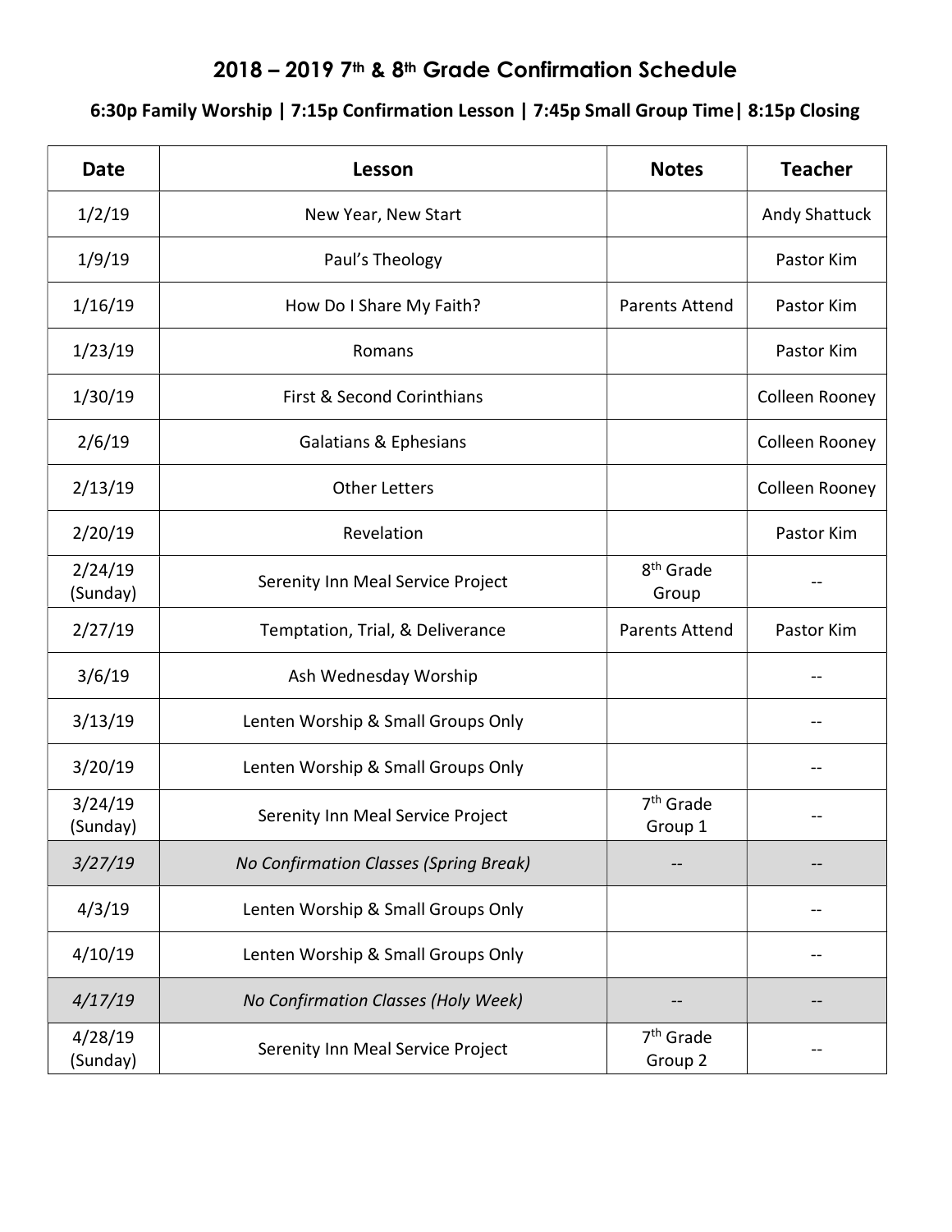# 2018 – 2019 7th & 8th Grade Confirmation Schedule

## 6:30p Family Worship | 7:15p Confirmation Lesson | 7:45p Small Group Time| 8:15p Closing

| Date | Lesson | Notes | Teacher |
|---|---|---|---|
| 1/2/19 | New Year, New Start | | Andy Shattuck |
| 1/9/19 | Paul's Theology | | Pastor Kim |
| 1/16/19 | How Do I Share My Faith? | Parents Attend | Pastor Kim |
| 1/23/19 | Romans | | Pastor Kim |
| 1/30/19 | First & Second Corinthians | | Colleen Rooney |
| 2/6/19 | Galatians & Ephesians | | Colleen Rooney |
| 2/13/19 | Other Letters | | Colleen Rooney |
| 2/20/19 | Revelation | | Pastor Kim |
| 2/24/19 (Sunday) | Serenity Inn Meal Service Project | 8th Grade Group | -- |
| 2/27/19 | Temptation, Trial, & Deliverance | Parents Attend | Pastor Kim |
| 3/6/19 | Ash Wednesday Worship | | -- |
| 3/13/19 | Lenten Worship & Small Groups Only | | -- |
| 3/20/19 | Lenten Worship & Small Groups Only | | -- |
| 3/24/19 (Sunday) | Serenity Inn Meal Service Project | 7th Grade Group 1 | -- |
| *3/27/19* | *No Confirmation Classes (Spring Break)* | -- | -- |
| 4/3/19 | Lenten Worship & Small Groups Only | | -- |
| 4/10/19 | Lenten Worship & Small Groups Only | | -- |
| *4/17/19* | *No Confirmation Classes (Holy Week)* | -- | -- |
| 4/28/19 (Sunday) | Serenity Inn Meal Service Project | 7th Grade Group 2 | -- |